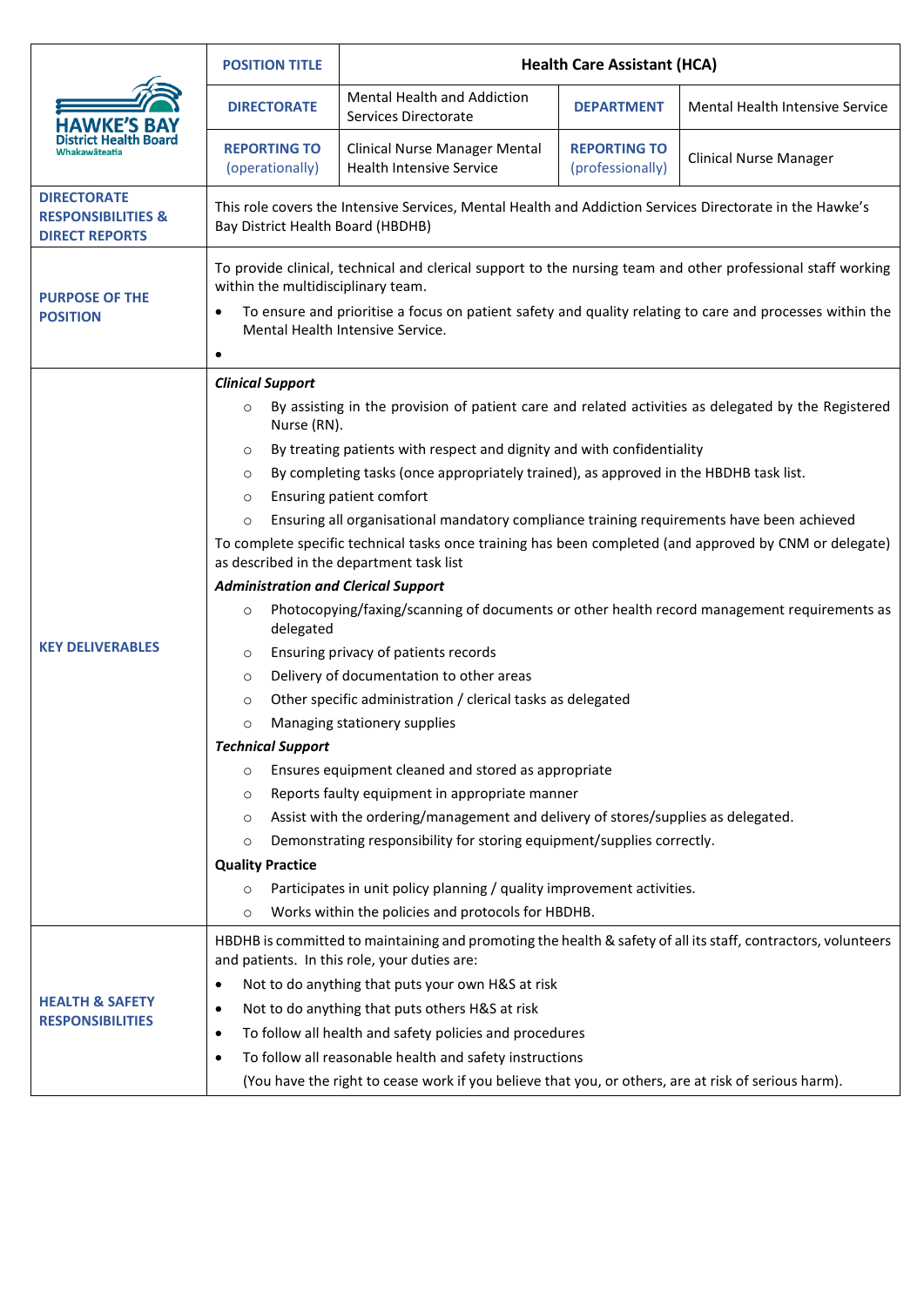| HAWKE'S BAY District Health Board Whakawāteatia | POSITION TITLE | Health Care Assistant (HCA) | | |
|---|---|---|---|---|
| | DIRECTORATE | Mental Health and Addiction Services Directorate | DEPARTMENT | Mental Health Intensive Service |
| | REPORTING TO (operationally) | Clinical Nurse Manager Mental Health Intensive Service | REPORTING TO (professionally) | Clinical Nurse Manager |
| DIRECTORATE RESPONSIBILITIES & DIRECT REPORTS | This role covers the Intensive Services, Mental Health and Addiction Services Directorate in the Hawke's Bay District Health Board (HBDHB) | | | |
| PURPOSE OF THE POSITION | To provide clinical, technical and clerical support to the nursing team and other professional staff working within the multidisciplinary team.<br>• To ensure and prioritise a focus on patient safety and quality relating to care and processes within the Mental Health Intensive Service.<br>• | | | |
| KEY DELIVERABLES | ***Clinical Support***<br>○ By assisting in the provision of patient care and related activities as delegated by the Registered Nurse (RN).<br>○ By treating patients with respect and dignity and with confidentiality<br>○ By completing tasks (once appropriately trained), as approved in the HBDHB task list.<br>○ Ensuring patient comfort<br>○ Ensuring all organisational mandatory compliance training requirements have been achieved<br>To complete specific technical tasks once training has been completed (and approved by CNM or delegate) as described in the department task list<br>***Administration and Clerical Support***<br>○ Photocopying/faxing/scanning of documents or other health record management requirements as delegated<br>○ Ensuring privacy of patients records<br>○ Delivery of documentation to other areas<br>○ Other specific administration / clerical tasks as delegated<br>○ Managing stationery supplies<br>***Technical Support***<br>○ Ensures equipment cleaned and stored as appropriate<br>○ Reports faulty equipment in appropriate manner<br>○ Assist with the ordering/management and delivery of stores/supplies as delegated.<br>○ Demonstrating responsibility for storing equipment/supplies correctly.<br>**Quality Practice**<br>○ Participates in unit policy planning / quality improvement activities.<br>○ Works within the policies and protocols for HBDHB. | | | |
| HEALTH & SAFETY RESPONSIBILITIES | HBDHB is committed to maintaining and promoting the health & safety of all its staff, contractors, volunteers and patients. In this role, your duties are:<br>• Not to do anything that puts your own H&S at risk<br>• Not to do anything that puts others H&S at risk<br>• To follow all health and safety policies and procedures<br>• To follow all reasonable health and safety instructions<br>(You have the right to cease work if you believe that you, or others, are at risk of serious harm). | | | |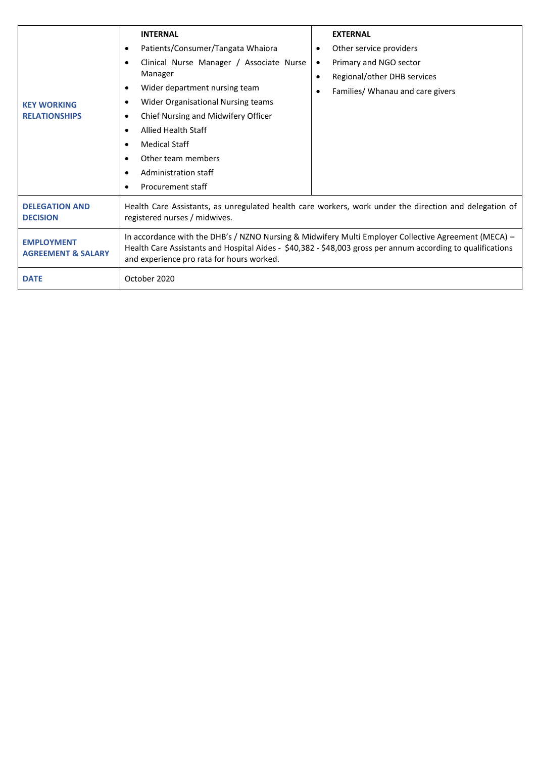| | | |
|---|---|---|
| **KEY WORKING RELATIONSHIPS** | **INTERNAL**<br>• Patients/Consumer/Tangata Whaiora<br>• Clinical Nurse Manager / Associate Nurse Manager<br>• Wider department nursing team<br>• Wider Organisational Nursing teams<br>• Chief Nursing and Midwifery Officer<br>• Allied Health Staff<br>• Medical Staff<br>• Other team members<br>• Administration staff<br>• Procurement staff | **EXTERNAL**<br>• Other service providers<br>• Primary and NGO sector<br>• Regional/other DHB services<br>• Families/ Whanau and care givers |
| **DELEGATION AND DECISION** | Health Care Assistants, as unregulated health care workers, work under the direction and delegation of registered nurses / midwives. | |
| **EMPLOYMENT AGREEMENT & SALARY** | In accordance with the DHB's / NZNO Nursing & Midwifery Multi Employer Collective Agreement (MECA) – Health Care Assistants and Hospital Aides - $40,382 - $48,003 gross per annum according to qualifications and experience pro rata for hours worked. | |
| **DATE** | October 2020 | |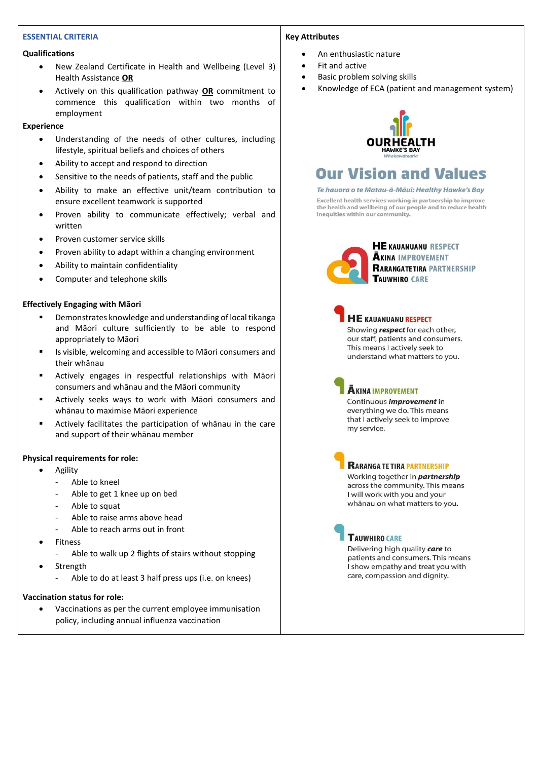## ESSENTIAL CRITERIA

### Qualifications

- New Zealand Certificate in Health and Wellbeing (Level 3) Health Assistance **OR**
- Actively on this qualification pathway **OR** commitment to commence this qualification within two months of employment

### Experience

- Understanding of the needs of other cultures, including lifestyle, spiritual beliefs and choices of others
- Ability to accept and respond to direction
- Sensitive to the needs of patients, staff and the public
- Ability to make an effective unit/team contribution to ensure excellent teamwork is supported
- Proven ability to communicate effectively; verbal and written
- Proven customer service skills
- Proven ability to adapt within a changing environment
- Ability to maintain confidentiality
- Computer and telephone skills

### Effectively Engaging with Māori

- Demonstrates knowledge and understanding of local tikanga and Māori culture sufficiently to be able to respond appropriately to Māori
- Is visible, welcoming and accessible to Māori consumers and their whānau
- Actively engages in respectful relationships with Māori consumers and whānau and the Māori community
- Actively seeks ways to work with Māori consumers and whānau to maximise Māori experience
- Actively facilitates the participation of whānau in the care and support of their whānau member

### Physical requirements for role:

- Agility
  - Able to kneel
  - Able to get 1 knee up on bed
  - Able to squat
  - Able to raise arms above head
  - Able to reach arms out in front
- Fitness
  - Able to walk up 2 flights of stairs without stopping
- Strength
  - Able to do at least 3 half press ups (i.e. on knees)

### Vaccination status for role:

- Vaccinations as per the current employee immunisation policy, including annual influenza vaccination

## Key Attributes

- An enthusiastic nature
- Fit and active
- Basic problem solving skills
- Knowledge of ECA (patient and management system)

OURHEALTH HAWKE'S BAY *Whakawāteatia*

# Our Vision and Values

*Te hauora o te Matau-ā-Māui: Healthy Hawke's Bay*

Excellent health services working in partnership to improve the health and wellbeing of our people and to reduce health inequities within our community.

HE KAUANUANU RESPECT
ĀKINA IMPROVEMENT
RARANGA TE TIRA PARTNERSHIP
TAUWHIRO CARE

**HE KAUANUANU RESPECT**
Showing ***respect*** for each other, our staff, patients and consumers. This means I actively seek to understand what matters to you.

**ĀKINA IMPROVEMENT**
Continuous ***improvement*** in everything we do. This means that I actively seek to improve my service.

**RARANGA TE TIRA PARTNERSHIP**
Working together in ***partnership*** across the community. This means I will work with you and your whānau on what matters to you.

**TAUWHIRO CARE**
Delivering high quality ***care*** to patients and consumers. This means I show empathy and treat you with care, compassion and dignity.